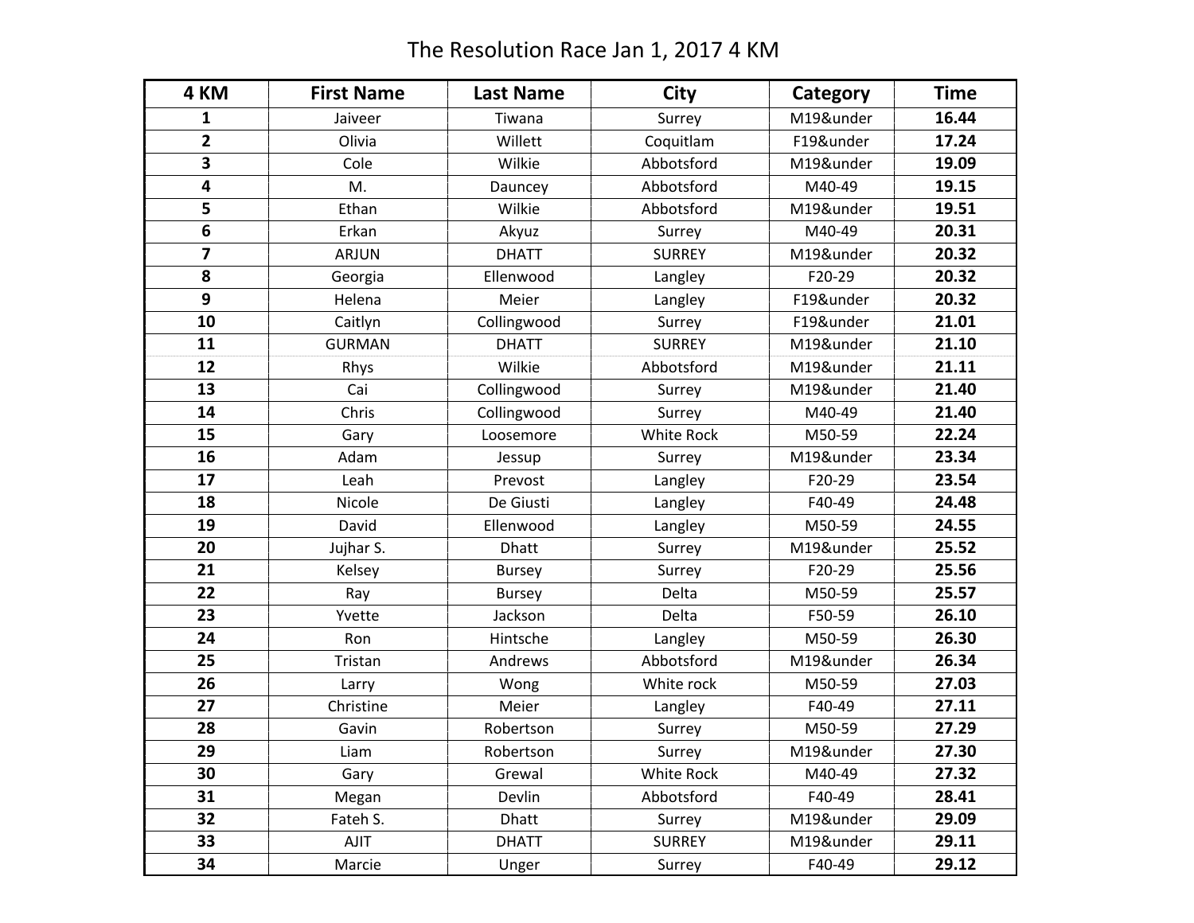# The Resolution Race Jan 1, 2017 4 KM

| 4 KM | First Name | Last Name | City | Category | Time |
|---|---|---|---|---|---|
| **1** | Jaiveer | Tiwana | Surrey | M19&under | **16.44** |
| **2** | Olivia | Willett | Coquitlam | F19&under | **17.24** |
| **3** | Cole | Wilkie | Abbotsford | M19&under | **19.09** |
| **4** | M. | Dauncey | Abbotsford | M40-49 | **19.15** |
| **5** | Ethan | Wilkie | Abbotsford | M19&under | **19.51** |
| **6** | Erkan | Akyuz | Surrey | M40-49 | **20.31** |
| **7** | ARJUN | DHATT | SURREY | M19&under | **20.32** |
| **8** | Georgia | Ellenwood | Langley | F20-29 | **20.32** |
| **9** | Helena | Meier | Langley | F19&under | **20.32** |
| **10** | Caitlyn | Collingwood | Surrey | F19&under | **21.01** |
| **11** | GURMAN | DHATT | SURREY | M19&under | **21.10** |
| **12** | Rhys | Wilkie | Abbotsford | M19&under | **21.11** |
| **13** | Cai | Collingwood | Surrey | M19&under | **21.40** |
| **14** | Chris | Collingwood | Surrey | M40-49 | **21.40** |
| **15** | Gary | Loosemore | White Rock | M50-59 | **22.24** |
| **16** | Adam | Jessup | Surrey | M19&under | **23.34** |
| **17** | Leah | Prevost | Langley | F20-29 | **23.54** |
| **18** | Nicole | De Giusti | Langley | F40-49 | **24.48** |
| **19** | David | Ellenwood | Langley | M50-59 | **24.55** |
| **20** | Jujhar S. | Dhatt | Surrey | M19&under | **25.52** |
| **21** | Kelsey | Bursey | Surrey | F20-29 | **25.56** |
| **22** | Ray | Bursey | Delta | M50-59 | **25.57** |
| **23** | Yvette | Jackson | Delta | F50-59 | **26.10** |
| **24** | Ron | Hintsche | Langley | M50-59 | **26.30** |
| **25** | Tristan | Andrews | Abbotsford | M19&under | **26.34** |
| **26** | Larry | Wong | White rock | M50-59 | **27.03** |
| **27** | Christine | Meier | Langley | F40-49 | **27.11** |
| **28** | Gavin | Robertson | Surrey | M50-59 | **27.29** |
| **29** | Liam | Robertson | Surrey | M19&under | **27.30** |
| **30** | Gary | Grewal | White Rock | M40-49 | **27.32** |
| **31** | Megan | Devlin | Abbotsford | F40-49 | **28.41** |
| **32** | Fateh S. | Dhatt | Surrey | M19&under | **29.09** |
| **33** | AJIT | DHATT | SURREY | M19&under | **29.11** |
| **34** | Marcie | Unger | Surrey | F40-49 | **29.12** |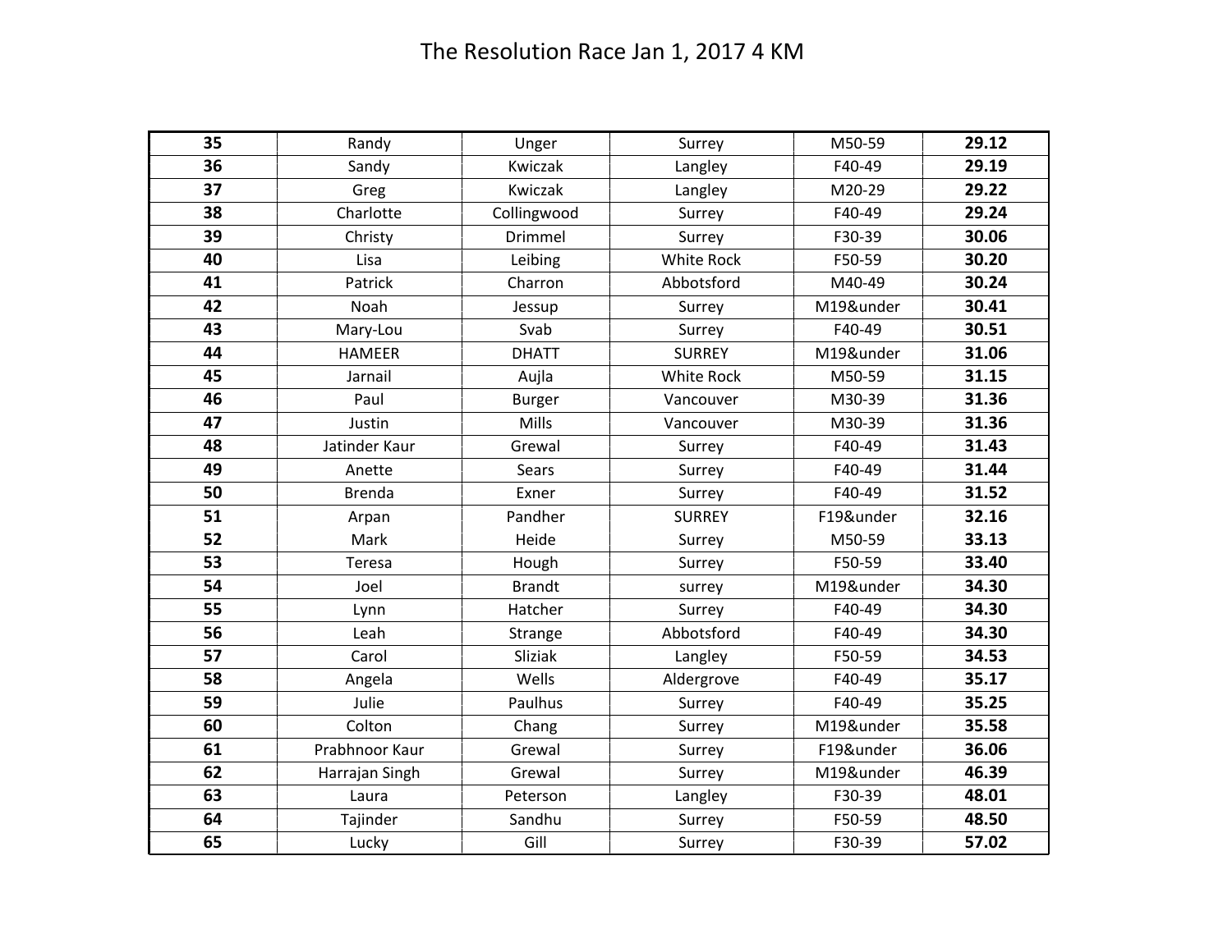# The Resolution Race Jan 1, 2017 4 KM

| | | | | | |
|---|---|---|---|---|---|
| **35** | Randy | Unger | Surrey | M50-59 | **29.12** |
| **36** | Sandy | Kwiczak | Langley | F40-49 | **29.19** |
| **37** | Greg | Kwiczak | Langley | M20-29 | **29.22** |
| **38** | Charlotte | Collingwood | Surrey | F40-49 | **29.24** |
| **39** | Christy | Drimmel | Surrey | F30-39 | **30.06** |
| **40** | Lisa | Leibing | White Rock | F50-59 | **30.20** |
| **41** | Patrick | Charron | Abbotsford | M40-49 | **30.24** |
| **42** | Noah | Jessup | Surrey | M19&under | **30.41** |
| **43** | Mary-Lou | Svab | Surrey | F40-49 | **30.51** |
| **44** | HAMEER | DHATT | SURREY | M19&under | **31.06** |
| **45** | Jarnail | Aujla | White Rock | M50-59 | **31.15** |
| **46** | Paul | Burger | Vancouver | M30-39 | **31.36** |
| **47** | Justin | Mills | Vancouver | M30-39 | **31.36** |
| **48** | Jatinder Kaur | Grewal | Surrey | F40-49 | **31.43** |
| **49** | Anette | Sears | Surrey | F40-49 | **31.44** |
| **50** | Brenda | Exner | Surrey | F40-49 | **31.52** |
| **51** | Arpan | Pandher | SURREY | F19&under | **32.16** |
| **52** | Mark | Heide | Surrey | M50-59 | **33.13** |
| **53** | Teresa | Hough | Surrey | F50-59 | **33.40** |
| **54** | Joel | Brandt | surrey | M19&under | **34.30** |
| **55** | Lynn | Hatcher | Surrey | F40-49 | **34.30** |
| **56** | Leah | Strange | Abbotsford | F40-49 | **34.30** |
| **57** | Carol | Sliziak | Langley | F50-59 | **34.53** |
| **58** | Angela | Wells | Aldergrove | F40-49 | **35.17** |
| **59** | Julie | Paulhus | Surrey | F40-49 | **35.25** |
| **60** | Colton | Chang | Surrey | M19&under | **35.58** |
| **61** | Prabhnoor Kaur | Grewal | Surrey | F19&under | **36.06** |
| **62** | Harrajan Singh | Grewal | Surrey | M19&under | **46.39** |
| **63** | Laura | Peterson | Langley | F30-39 | **48.01** |
| **64** | Tajinder | Sandhu | Surrey | F50-59 | **48.50** |
| **65** | Lucky | Gill | Surrey | F30-39 | **57.02** |